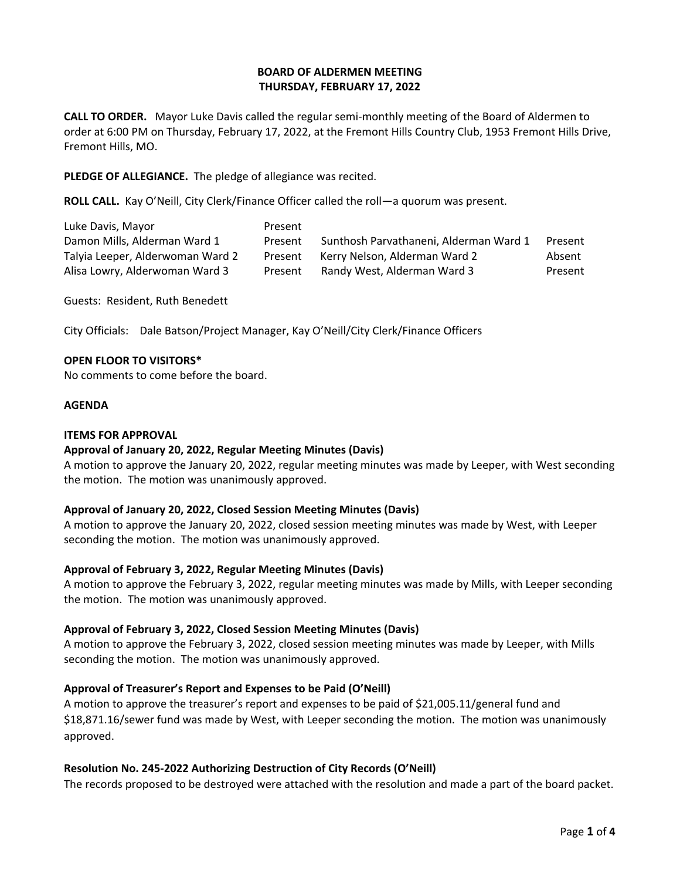**BOARD OF ALDERMEN MEETING**
**THURSDAY, FEBRUARY 17, 2022**

**CALL TO ORDER.** Mayor Luke Davis called the regular semi-monthly meeting of the Board of Aldermen to order at 6:00 PM on Thursday, February 17, 2022, at the Fremont Hills Country Club, 1953 Fremont Hills Drive, Fremont Hills, MO.

**PLEDGE OF ALLEGIANCE.** The pledge of allegiance was recited.

**ROLL CALL.** Kay O'Neill, City Clerk/Finance Officer called the roll—a quorum was present.

| | | | |
|---|---|---|---|
| Luke Davis, Mayor | Present | | |
| Damon Mills, Alderman Ward 1 | Present | Sunthosh Parvathaneni, Alderman Ward 1 | Present |
| Talyia Leeper, Alderwoman Ward 2 | Present | Kerry Nelson, Alderman Ward 2 | Absent |
| Alisa Lowry, Alderwoman Ward 3 | Present | Randy West, Alderman Ward 3 | Present |

Guests: Resident, Ruth Benedett

City Officials: Dale Batson/Project Manager, Kay O'Neill/City Clerk/Finance Officers

**OPEN FLOOR TO VISITORS***
No comments to come before the board.

**AGENDA**

**ITEMS FOR APPROVAL**

**Approval of January 20, 2022, Regular Meeting Minutes (Davis)**
A motion to approve the January 20, 2022, regular meeting minutes was made by Leeper, with West seconding the motion. The motion was unanimously approved.

**Approval of January 20, 2022, Closed Session Meeting Minutes (Davis)**
A motion to approve the January 20, 2022, closed session meeting minutes was made by West, with Leeper seconding the motion. The motion was unanimously approved.

**Approval of February 3, 2022, Regular Meeting Minutes (Davis)**
A motion to approve the February 3, 2022, regular meeting minutes was made by Mills, with Leeper seconding the motion. The motion was unanimously approved.

**Approval of February 3, 2022, Closed Session Meeting Minutes (Davis)**
A motion to approve the February 3, 2022, closed session meeting minutes was made by Leeper, with Mills seconding the motion. The motion was unanimously approved.

**Approval of Treasurer's Report and Expenses to be Paid (O'Neill)**
A motion to approve the treasurer's report and expenses to be paid of $21,005.11/general fund and $18,871.16/sewer fund was made by West, with Leeper seconding the motion. The motion was unanimously approved.

**Resolution No. 245-2022 Authorizing Destruction of City Records (O'Neill)**
The records proposed to be destroyed were attached with the resolution and made a part of the board packet.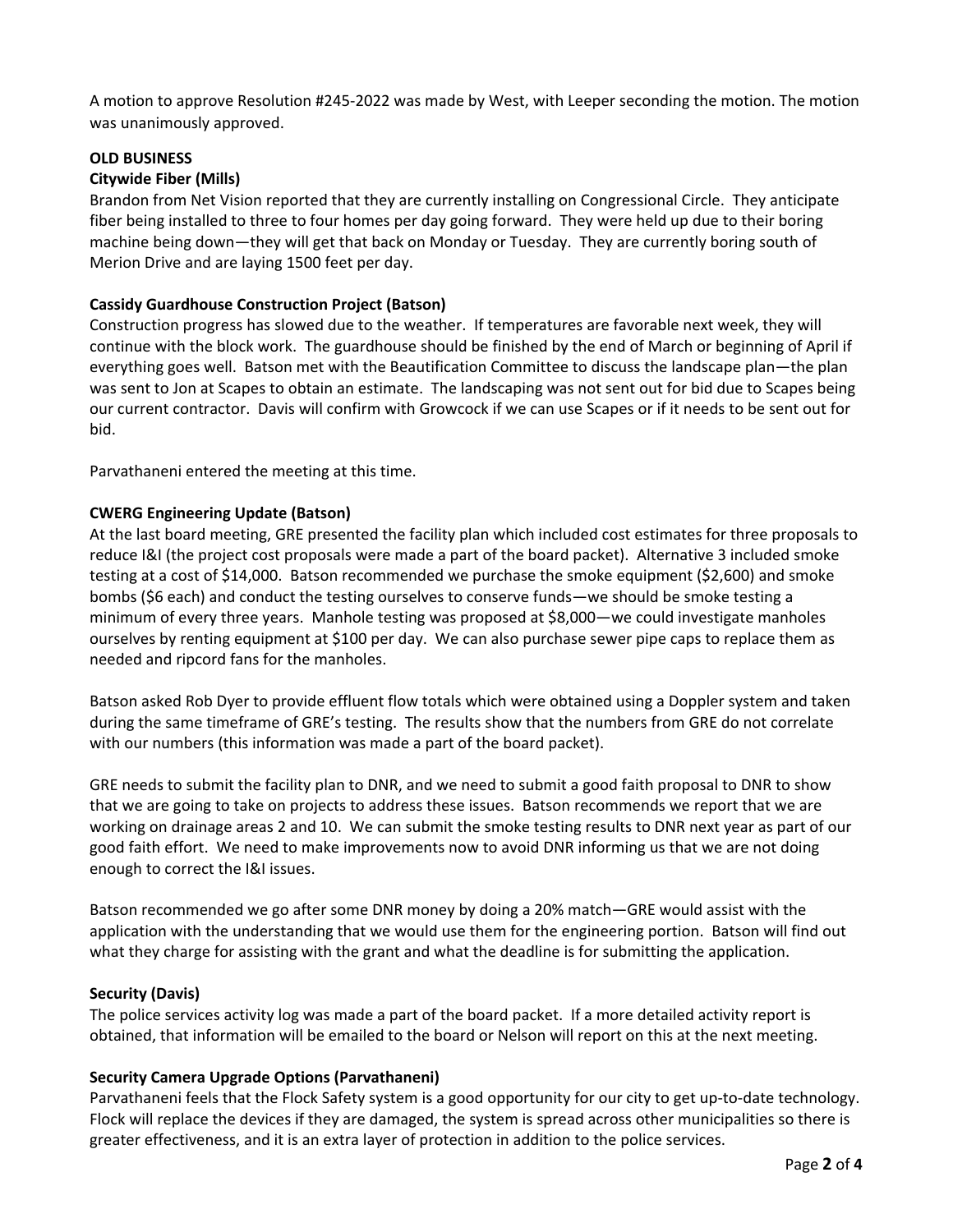A motion to approve Resolution #245-2022 was made by West, with Leeper seconding the motion. The motion was unanimously approved.

**OLD BUSINESS**

**Citywide Fiber (Mills)**

Brandon from Net Vision reported that they are currently installing on Congressional Circle. They anticipate fiber being installed to three to four homes per day going forward. They were held up due to their boring machine being down—they will get that back on Monday or Tuesday. They are currently boring south of Merion Drive and are laying 1500 feet per day.

**Cassidy Guardhouse Construction Project (Batson)**

Construction progress has slowed due to the weather. If temperatures are favorable next week, they will continue with the block work. The guardhouse should be finished by the end of March or beginning of April if everything goes well. Batson met with the Beautification Committee to discuss the landscape plan—the plan was sent to Jon at Scapes to obtain an estimate. The landscaping was not sent out for bid due to Scapes being our current contractor. Davis will confirm with Growcock if we can use Scapes or if it needs to be sent out for bid.

Parvathaneni entered the meeting at this time.

**CWERG Engineering Update (Batson)**

At the last board meeting, GRE presented the facility plan which included cost estimates for three proposals to reduce I&I (the project cost proposals were made a part of the board packet). Alternative 3 included smoke testing at a cost of $14,000. Batson recommended we purchase the smoke equipment ($2,600) and smoke bombs ($6 each) and conduct the testing ourselves to conserve funds—we should be smoke testing a minimum of every three years. Manhole testing was proposed at $8,000—we could investigate manholes ourselves by renting equipment at $100 per day. We can also purchase sewer pipe caps to replace them as needed and ripcord fans for the manholes.

Batson asked Rob Dyer to provide effluent flow totals which were obtained using a Doppler system and taken during the same timeframe of GRE's testing. The results show that the numbers from GRE do not correlate with our numbers (this information was made a part of the board packet).

GRE needs to submit the facility plan to DNR, and we need to submit a good faith proposal to DNR to show that we are going to take on projects to address these issues. Batson recommends we report that we are working on drainage areas 2 and 10. We can submit the smoke testing results to DNR next year as part of our good faith effort. We need to make improvements now to avoid DNR informing us that we are not doing enough to correct the I&I issues.

Batson recommended we go after some DNR money by doing a 20% match—GRE would assist with the application with the understanding that we would use them for the engineering portion. Batson will find out what they charge for assisting with the grant and what the deadline is for submitting the application.

**Security (Davis)**

The police services activity log was made a part of the board packet. If a more detailed activity report is obtained, that information will be emailed to the board or Nelson will report on this at the next meeting.

**Security Camera Upgrade Options (Parvathaneni)**

Parvathaneni feels that the Flock Safety system is a good opportunity for our city to get up-to-date technology. Flock will replace the devices if they are damaged, the system is spread across other municipalities so there is greater effectiveness, and it is an extra layer of protection in addition to the police services.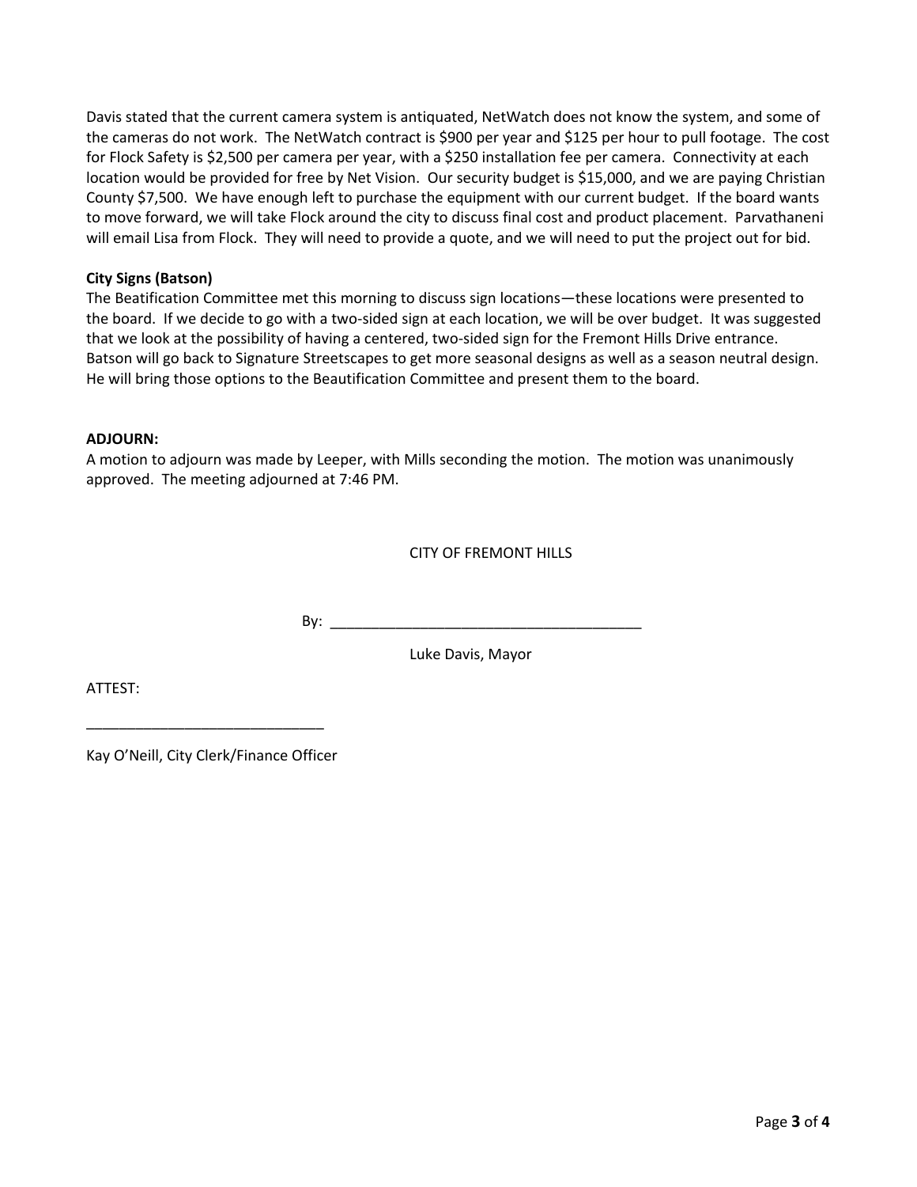Davis stated that the current camera system is antiquated, NetWatch does not know the system, and some of the cameras do not work. The NetWatch contract is $900 per year and $125 per hour to pull footage. The cost for Flock Safety is $2,500 per camera per year, with a $250 installation fee per camera. Connectivity at each location would be provided for free by Net Vision. Our security budget is $15,000, and we are paying Christian County $7,500. We have enough left to purchase the equipment with our current budget. If the board wants to move forward, we will take Flock around the city to discuss final cost and product placement. Parvathaneni will email Lisa from Flock. They will need to provide a quote, and we will need to put the project out for bid.

**City Signs (Batson)**

The Beatification Committee met this morning to discuss sign locations—these locations were presented to the board. If we decide to go with a two-sided sign at each location, we will be over budget. It was suggested that we look at the possibility of having a centered, two-sided sign for the Fremont Hills Drive entrance. Batson will go back to Signature Streetscapes to get more seasonal designs as well as a season neutral design. He will bring those options to the Beautification Committee and present them to the board.

**ADJOURN:**

A motion to adjourn was made by Leeper, with Mills seconding the motion. The motion was unanimously approved. The meeting adjourned at 7:46 PM.

CITY OF FREMONT HILLS

By: \_\_\_\_\_\_\_\_\_\_\_\_\_\_\_\_\_\_\_\_\_\_\_\_\_\_\_\_\_\_\_\_\_\_\_\_\_\_\_\_

Luke Davis, Mayor

ATTEST:

\_\_\_\_\_\_\_\_\_\_\_\_\_\_\_\_\_\_\_\_\_\_\_\_\_\_\_\_\_\_

Kay O'Neill, City Clerk/Finance Officer